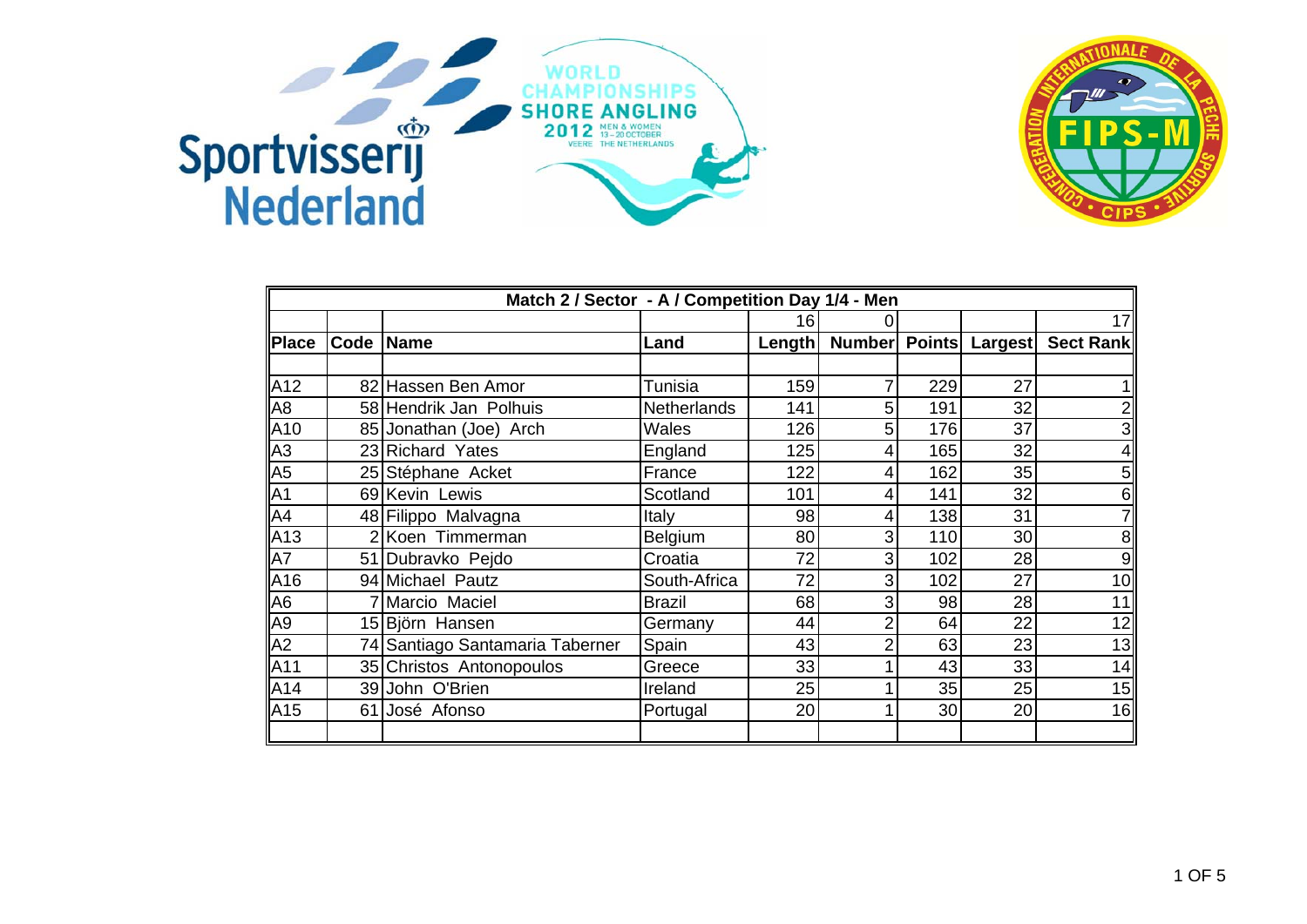Sportvisserij Nederland

WORLD CHAMPIONSHIPS SHORE ANGLING 2012 MEN & WOMEN 13 – 20 OCTOBER VEERE THE NETHERLANDS

CONFEDERATION INTERNATIONALE DE LA PECHE SPORTIVE • CIPS • FIPS-M

| Match 2 / Sector - A / Competition Day 1/4 - Men | | | | | | | | |
|---|---|---|---|---|---|---|---|---|
| | | | | 16 | 0 | | | 17 |
| **Place** | **Code** | **Name** | **Land** | **Length** | **Number** | **Points** | **Largest** | **Sect Rank** |
| | | | | | | | | |
| A12 | 82 | Hassen Ben Amor | Tunisia | 159 | 7 | 229 | 27 | 1 |
| A8 | 58 | Hendrik Jan Polhuis | Netherlands | 141 | 5 | 191 | 32 | 2 |
| A10 | 85 | Jonathan (Joe) Arch | Wales | 126 | 5 | 176 | 37 | 3 |
| A3 | 23 | Richard Yates | England | 125 | 4 | 165 | 32 | 4 |
| A5 | 25 | Stéphane Acket | France | 122 | 4 | 162 | 35 | 5 |
| A1 | 69 | Kevin Lewis | Scotland | 101 | 4 | 141 | 32 | 6 |
| A4 | 48 | Filippo Malvagna | Italy | 98 | 4 | 138 | 31 | 7 |
| A13 | 2 | Koen Timmerman | Belgium | 80 | 3 | 110 | 30 | 8 |
| A7 | 51 | Dubravko Pejdo | Croatia | 72 | 3 | 102 | 28 | 9 |
| A16 | 94 | Michael Pautz | South-Africa | 72 | 3 | 102 | 27 | 10 |
| A6 | 7 | Marcio Maciel | Brazil | 68 | 3 | 98 | 28 | 11 |
| A9 | 15 | Björn Hansen | Germany | 44 | 2 | 64 | 22 | 12 |
| A2 | 74 | Santiago Santamaria Taberner | Spain | 43 | 2 | 63 | 23 | 13 |
| A11 | 35 | Christos Antonopoulos | Greece | 33 | 1 | 43 | 33 | 14 |
| A14 | 39 | John O'Brien | Ireland | 25 | 1 | 35 | 25 | 15 |
| A15 | 61 | José Afonso | Portugal | 20 | 1 | 30 | 20 | 16 |
| | | | | | | | | |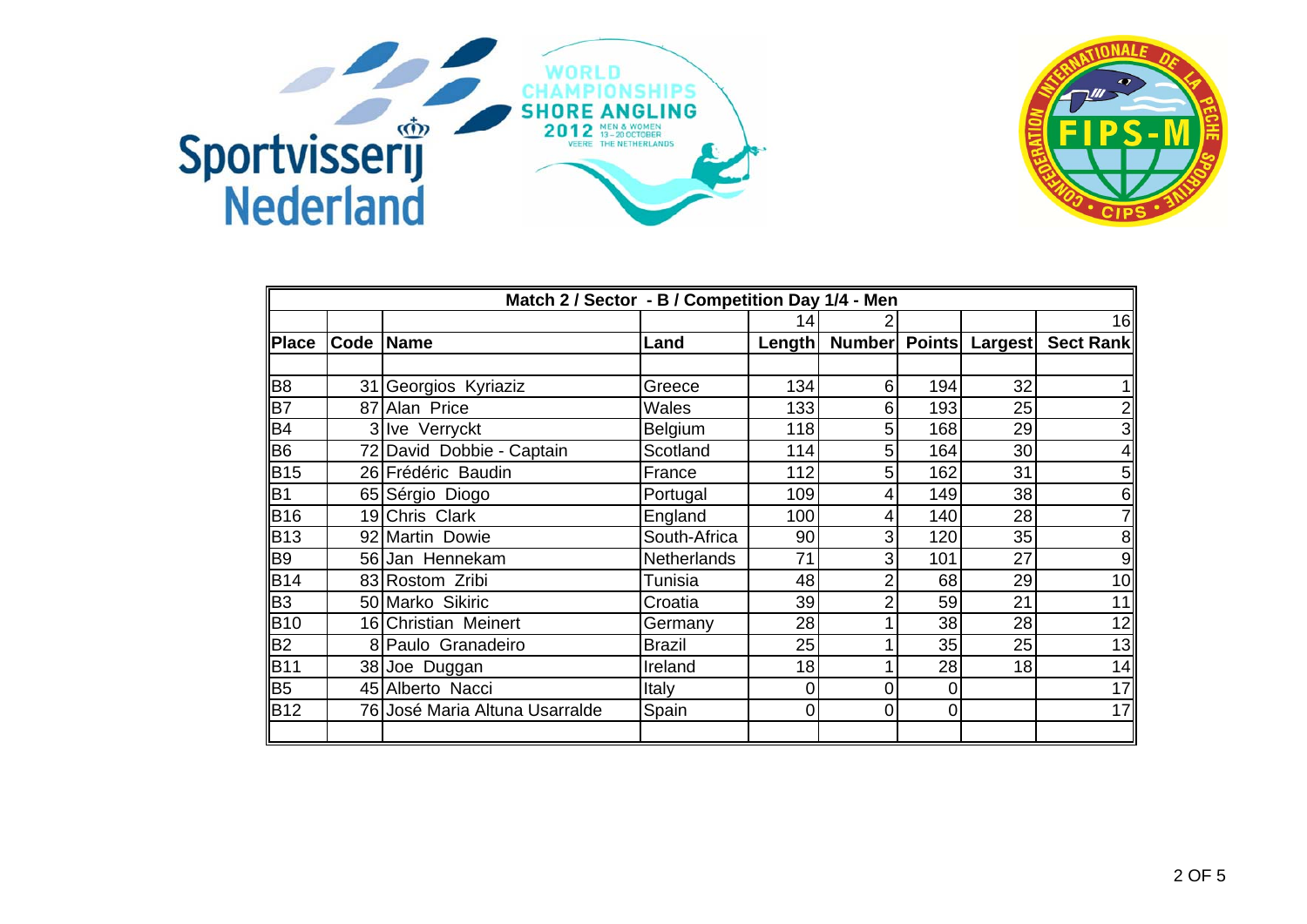Sportvisserij Nederland

WORLD CHAMPIONSHIPS SHORE ANGLING 2012 MEN & WOMEN 13 – 20 OCTOBER VEERE THE NETHERLANDS

CONFEDERATION INTERNATIONALE DE LA PECHE SPORTIVE FIPS-M CIPS

| Match 2 / Sector - B / Competition Day 1/4 - Men | | | | | | | | |
|---|---|---|---|---|---|---|---|---|
| | | | | 14 | 2 | | | 16 |
| **Place** | **Code** | **Name** | **Land** | **Length** | **Number** | **Points** | **Largest** | **Sect Rank** |
| | | | | | | | | |
| B8 | 31 | Georgios Kyriaziz | Greece | 134 | 6 | 194 | 32 | 1 |
| B7 | 87 | Alan Price | Wales | 133 | 6 | 193 | 25 | 2 |
| B4 | 3 | Ive Verryckt | Belgium | 118 | 5 | 168 | 29 | 3 |
| B6 | 72 | David Dobbie - Captain | Scotland | 114 | 5 | 164 | 30 | 4 |
| B15 | 26 | Frédéric Baudin | France | 112 | 5 | 162 | 31 | 5 |
| B1 | 65 | Sérgio Diogo | Portugal | 109 | 4 | 149 | 38 | 6 |
| B16 | 19 | Chris Clark | England | 100 | 4 | 140 | 28 | 7 |
| B13 | 92 | Martin Dowie | South-Africa | 90 | 3 | 120 | 35 | 8 |
| B9 | 56 | Jan Hennekam | Netherlands | 71 | 3 | 101 | 27 | 9 |
| B14 | 83 | Rostom Zribi | Tunisia | 48 | 2 | 68 | 29 | 10 |
| B3 | 50 | Marko Sikiric | Croatia | 39 | 2 | 59 | 21 | 11 |
| B10 | 16 | Christian Meinert | Germany | 28 | 1 | 38 | 28 | 12 |
| B2 | 8 | Paulo Granadeiro | Brazil | 25 | 1 | 35 | 25 | 13 |
| B11 | 38 | Joe Duggan | Ireland | 18 | 1 | 28 | 18 | 14 |
| B5 | 45 | Alberto Nacci | Italy | 0 | 0 | 0 | | 17 |
| B12 | 76 | José Maria Altuna Usarralde | Spain | 0 | 0 | 0 | | 17 |
| | | | | | | | | |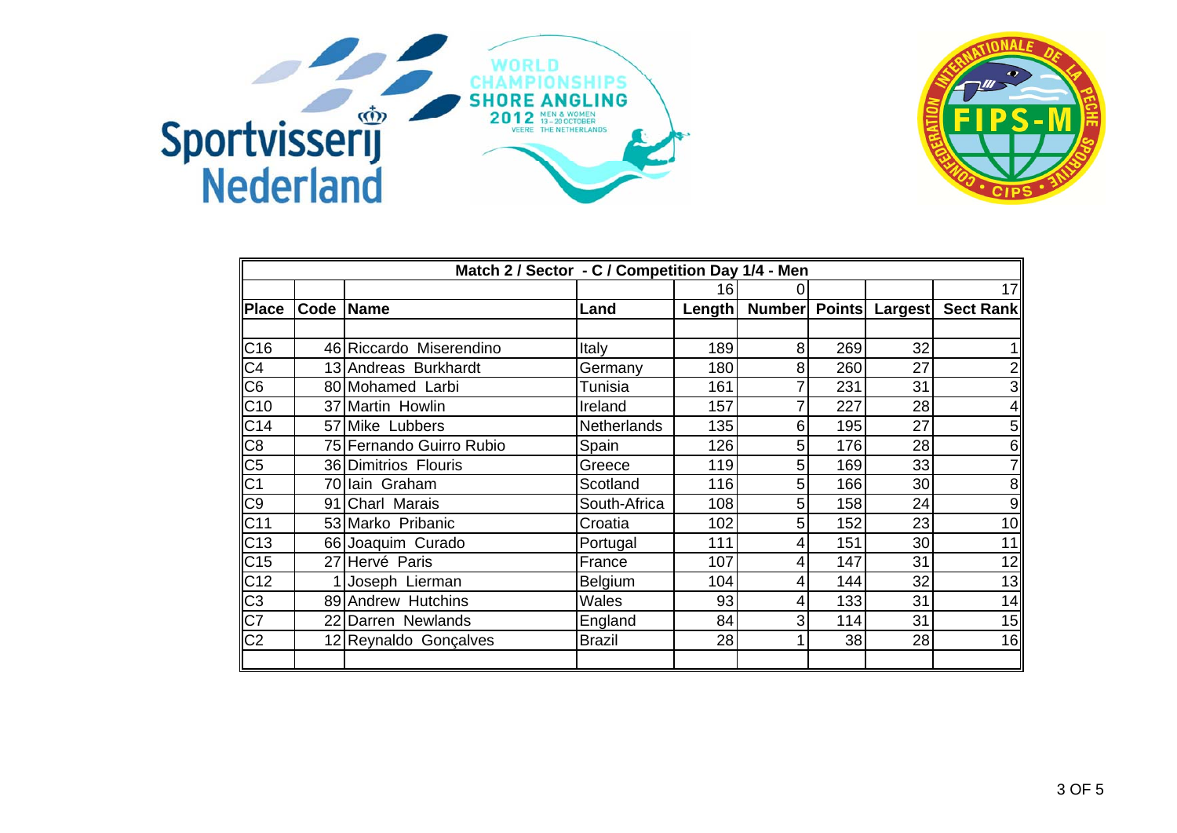Sportvisserij Nederland

WORLD CHAMPIONSHIPS SHORE ANGLING 2012 MEN & WOMEN 13 – 20 OCTOBER VEERE THE NETHERLANDS

CONFEDERATION INTERNATIONALE DE LA PECHE SPORTIVE FIPS-M CIPS

| Match 2 / Sector - C / Competition Day 1/4 - Men | | | | | | | | |
|---|---|---|---|---|---|---|---|---|
| | | | | 16 | 0 | | | 17 |
| **Place** | **Code** | **Name** | **Land** | **Length** | **Number** | **Points** | **Largest** | **Sect Rank** |
| | | | | | | | | |
| C16 | 46 | Riccardo Miserendino | Italy | 189 | 8 | 269 | 32 | 1 |
| C4 | 13 | Andreas Burkhardt | Germany | 180 | 8 | 260 | 27 | 2 |
| C6 | 80 | Mohamed Larbi | Tunisia | 161 | 7 | 231 | 31 | 3 |
| C10 | 37 | Martin Howlin | Ireland | 157 | 7 | 227 | 28 | 4 |
| C14 | 57 | Mike Lubbers | Netherlands | 135 | 6 | 195 | 27 | 5 |
| C8 | 75 | Fernando Guirro Rubio | Spain | 126 | 5 | 176 | 28 | 6 |
| C5 | 36 | Dimitrios Flouris | Greece | 119 | 5 | 169 | 33 | 7 |
| C1 | 70 | Iain Graham | Scotland | 116 | 5 | 166 | 30 | 8 |
| C9 | 91 | Charl Marais | South-Africa | 108 | 5 | 158 | 24 | 9 |
| C11 | 53 | Marko Pribanic | Croatia | 102 | 5 | 152 | 23 | 10 |
| C13 | 66 | Joaquim Curado | Portugal | 111 | 4 | 151 | 30 | 11 |
| C15 | 27 | Hervé Paris | France | 107 | 4 | 147 | 31 | 12 |
| C12 | 1 | Joseph Lierman | Belgium | 104 | 4 | 144 | 32 | 13 |
| C3 | 89 | Andrew Hutchins | Wales | 93 | 4 | 133 | 31 | 14 |
| C7 | 22 | Darren Newlands | England | 84 | 3 | 114 | 31 | 15 |
| C2 | 12 | Reynaldo Gonçalves | Brazil | 28 | 1 | 38 | 28 | 16 |
| | | | | | | | | |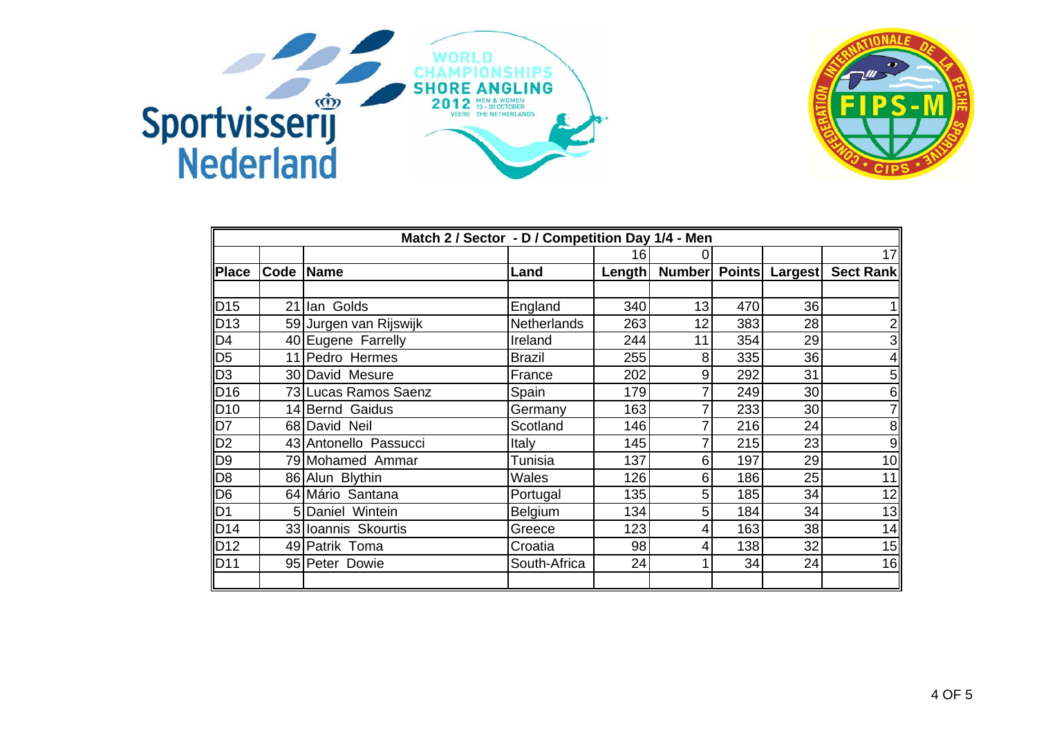## Match 2 / Sector - D / Competition Day 1/4 - Men

| Place | Code | Name | Land | Length | Number | Points | Largest | Sect Rank |
|---|---|---|---|---|---|---|---|---|
| | | | | 16 | 0 | | | 17 |
| D15 | 21 | Ian Golds | England | 340 | 13 | 470 | 36 | 1 |
| D13 | 59 | Jurgen van Rijswijk | Netherlands | 263 | 12 | 383 | 28 | 2 |
| D4 | 40 | Eugene Farrelly | Ireland | 244 | 11 | 354 | 29 | 3 |
| D5 | 11 | Pedro Hermes | Brazil | 255 | 8 | 335 | 36 | 4 |
| D3 | 30 | David Mesure | France | 202 | 9 | 292 | 31 | 5 |
| D16 | 73 | Lucas Ramos Saenz | Spain | 179 | 7 | 249 | 30 | 6 |
| D10 | 14 | Bernd Gaidus | Germany | 163 | 7 | 233 | 30 | 7 |
| D7 | 68 | David Neil | Scotland | 146 | 7 | 216 | 24 | 8 |
| D2 | 43 | Antonello Passucci | Italy | 145 | 7 | 215 | 23 | 9 |
| D9 | 79 | Mohamed Ammar | Tunisia | 137 | 6 | 197 | 29 | 10 |
| D8 | 86 | Alun Blythin | Wales | 126 | 6 | 186 | 25 | 11 |
| D6 | 64 | Mário Santana | Portugal | 135 | 5 | 185 | 34 | 12 |
| D1 | 5 | Daniel Wintein | Belgium | 134 | 5 | 184 | 34 | 13 |
| D14 | 33 | Ioannis Skourtis | Greece | 123 | 4 | 163 | 38 | 14 |
| D12 | 49 | Patrik Toma | Croatia | 98 | 4 | 138 | 32 | 15 |
| D11 | 95 | Peter Dowie | South-Africa | 24 | 1 | 34 | 24 | 16 |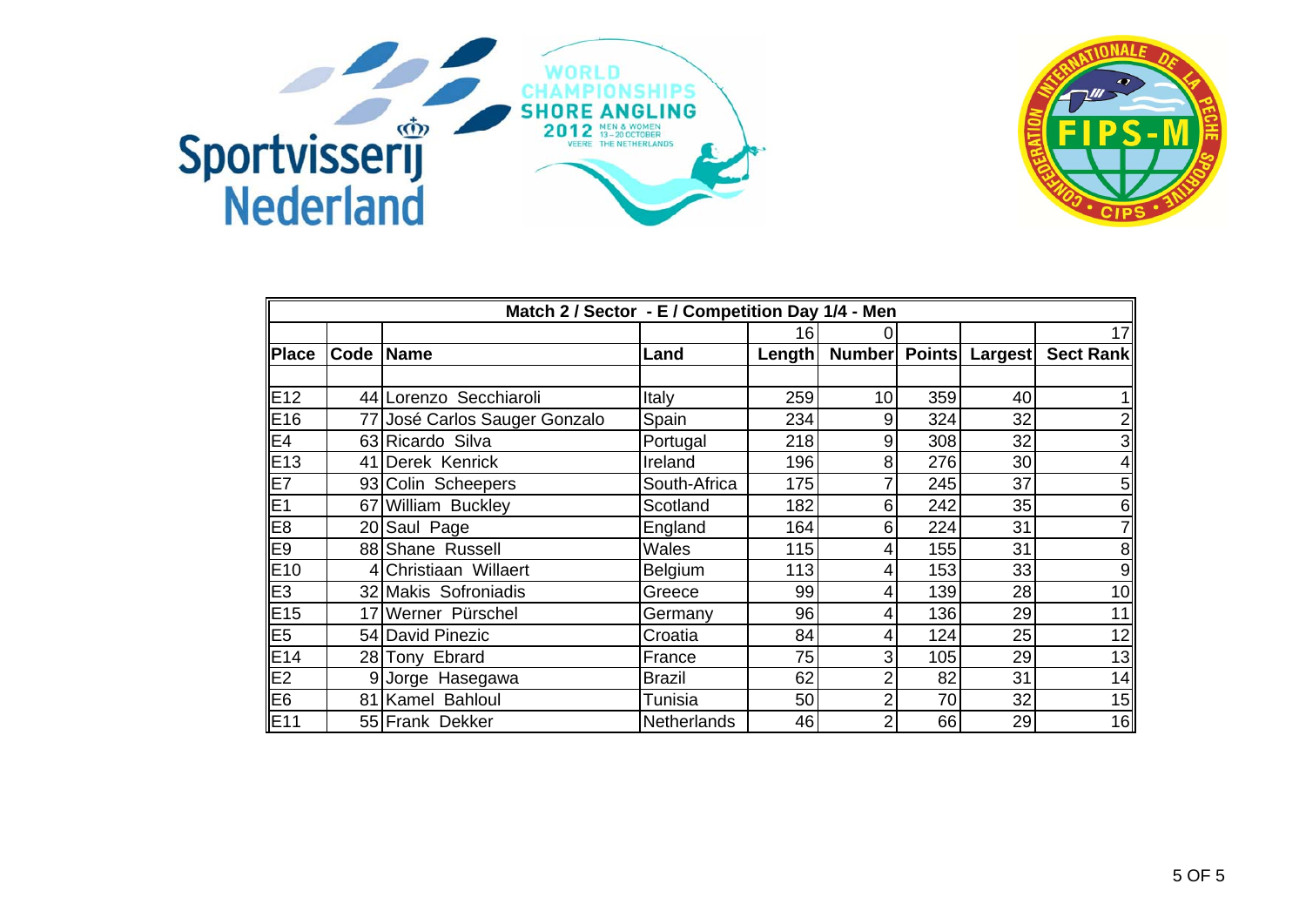Sportvisserij Nederland

WORLD CHAMPIONSHIPS SHORE ANGLING 2012 MEN & WOMEN 13 – 20 OCTOBER VEERE THE NETHERLANDS

CONFEDERATION INTERNATIONALE DE LA PECHE SPORTIVE FIPS-M CIPS

| Match 2 / Sector - E / Competition Day 1/4 - Men | | | | | | | | |
|---|---|---|---|---|---|---|---|---|
| | | | | 16 | 0 | | | 17 |
| **Place** | **Code** | **Name** | **Land** | **Length** | **Number** | **Points** | **Largest** | **Sect Rank** |
| | | | | | | | | |
| E12 | 44 | Lorenzo Secchiaroli | Italy | 259 | 10 | 359 | 40 | 1 |
| E16 | 77 | José Carlos Sauger Gonzalo | Spain | 234 | 9 | 324 | 32 | 2 |
| E4 | 63 | Ricardo Silva | Portugal | 218 | 9 | 308 | 32 | 3 |
| E13 | 41 | Derek Kenrick | Ireland | 196 | 8 | 276 | 30 | 4 |
| E7 | 93 | Colin Scheepers | South-Africa | 175 | 7 | 245 | 37 | 5 |
| E1 | 67 | William Buckley | Scotland | 182 | 6 | 242 | 35 | 6 |
| E8 | 20 | Saul Page | England | 164 | 6 | 224 | 31 | 7 |
| E9 | 88 | Shane Russell | Wales | 115 | 4 | 155 | 31 | 8 |
| E10 | 4 | Christiaan Willaert | Belgium | 113 | 4 | 153 | 33 | 9 |
| E3 | 32 | Makis Sofroniadis | Greece | 99 | 4 | 139 | 28 | 10 |
| E15 | 17 | Werner Pürschel | Germany | 96 | 4 | 136 | 29 | 11 |
| E5 | 54 | David Pinezic | Croatia | 84 | 4 | 124 | 25 | 12 |
| E14 | 28 | Tony Ebrard | France | 75 | 3 | 105 | 29 | 13 |
| E2 | 9 | Jorge Hasegawa | Brazil | 62 | 2 | 82 | 31 | 14 |
| E6 | 81 | Kamel Bahloul | Tunisia | 50 | 2 | 70 | 32 | 15 |
| E11 | 55 | Frank Dekker | Netherlands | 46 | 2 | 66 | 29 | 16 |